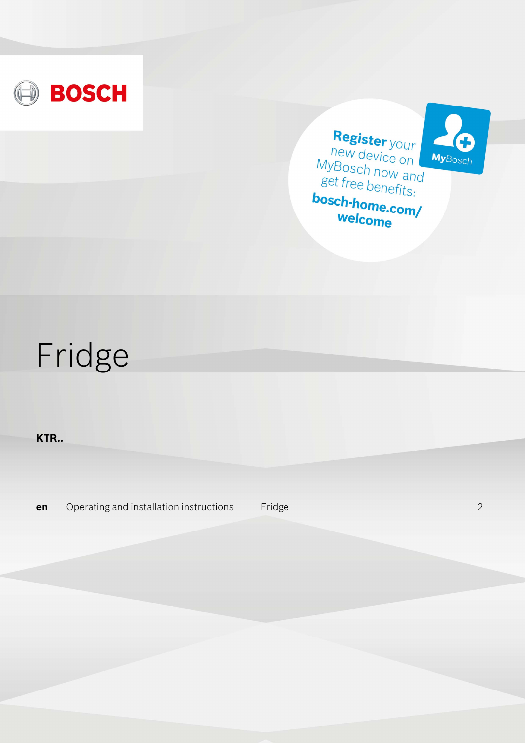BOSCH

**Register** your new device on MyBosch now and get free benefits: **bosch-home.com/welcome**

**My**Bosch

# Fridge

**KTR..**

| | | | |
|---|---|---|---|
| **en** | Operating and installation instructions | Fridge | 2 |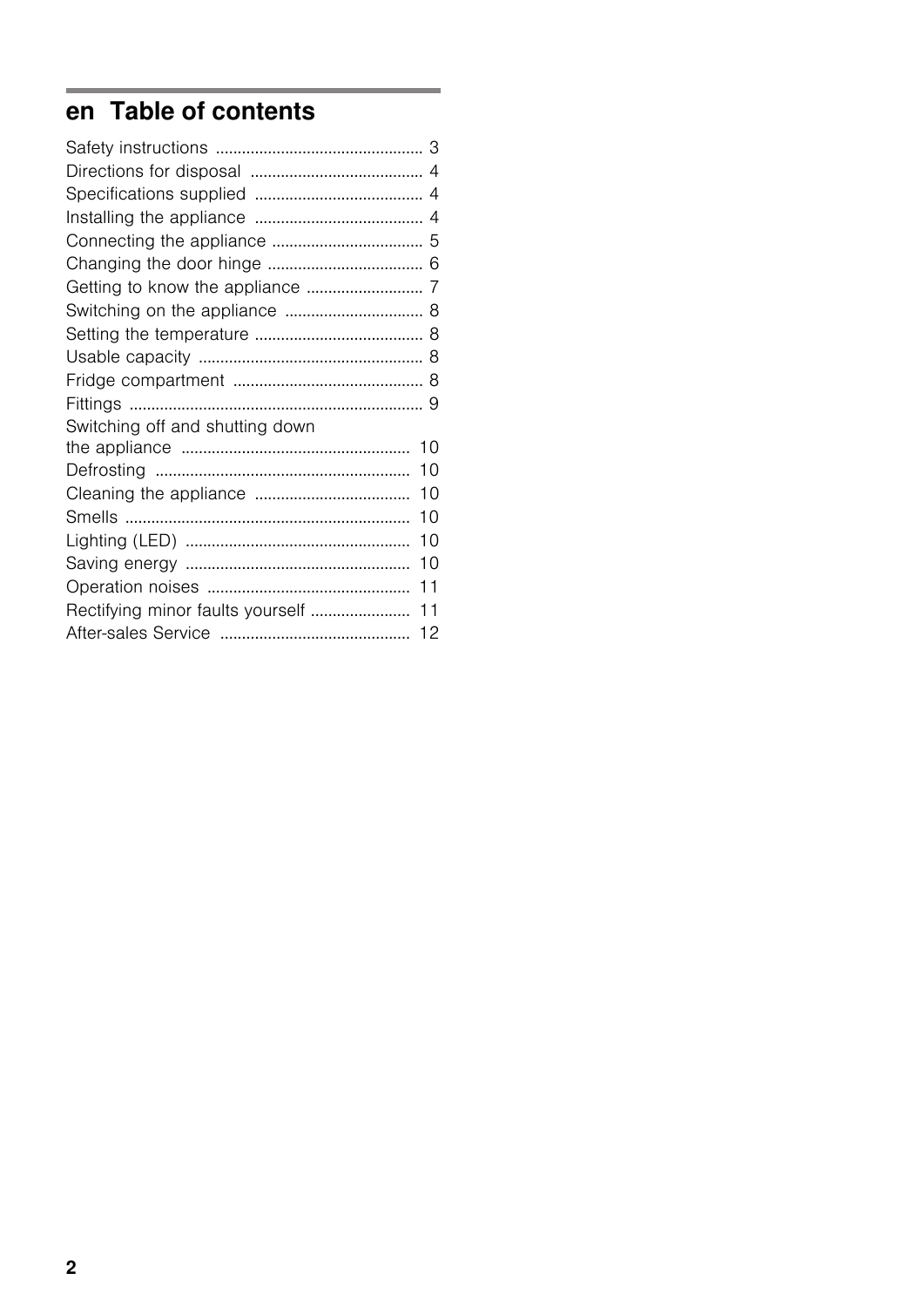# en Table of contents

Safety instructions ................................................ 3
Directions for disposal ........................................ 4
Specifications supplied ....................................... 4
Installing the appliance ....................................... 4
Connecting the appliance ................................... 5
Changing the door hinge .................................... 6
Getting to know the appliance ........................... 7
Switching on the appliance ................................ 8
Setting the temperature ....................................... 8
Usable capacity .................................................... 8
Fridge compartment ............................................ 8
Fittings .................................................................... 9
Switching off and shutting down the appliance ..................................................... 10
Defrosting ........................................................... 10
Cleaning the appliance .................................... 10
Smells .................................................................. 10
Lighting (LED) .................................................... 10
Saving energy .................................................... 10
Operation noises ............................................... 11
Rectifying minor faults yourself ....................... 11
After-sales Service ............................................ 12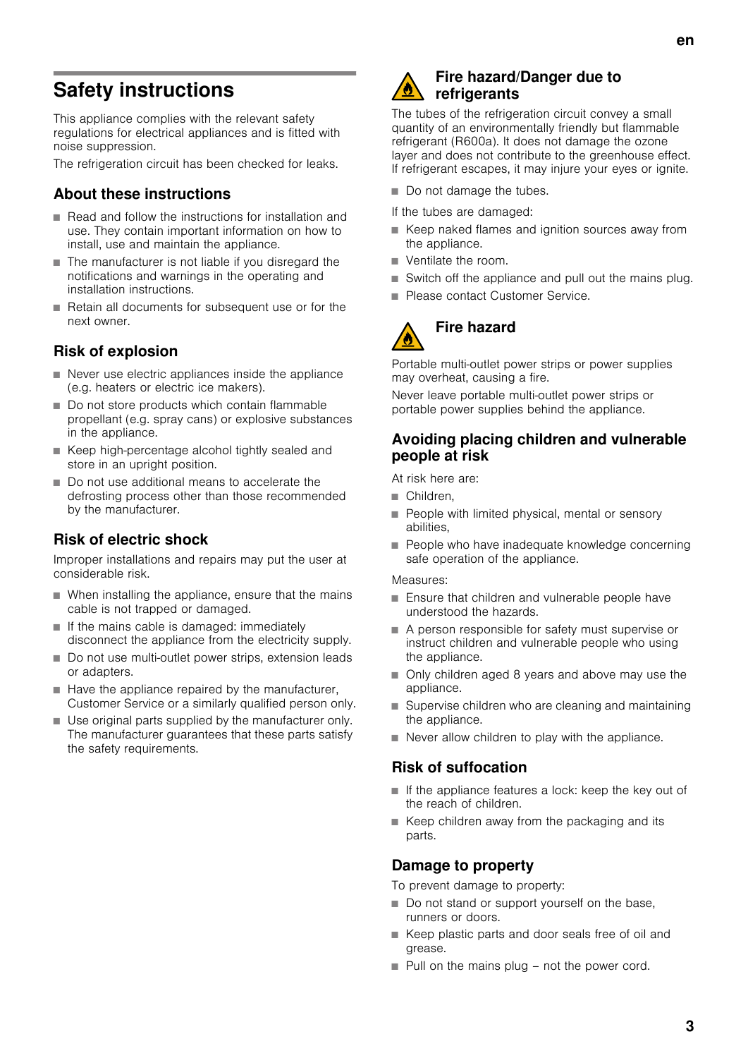# Safety instructions

This appliance complies with the relevant safety regulations for electrical appliances and is fitted with noise suppression.

The refrigeration circuit has been checked for leaks.

## About these instructions

- Read and follow the instructions for installation and use. They contain important information on how to install, use and maintain the appliance.
- The manufacturer is not liable if you disregard the notifications and warnings in the operating and installation instructions.
- Retain all documents for subsequent use or for the next owner.

## Risk of explosion

- Never use electric appliances inside the appliance (e.g. heaters or electric ice makers).
- Do not store products which contain flammable propellant (e.g. spray cans) or explosive substances in the appliance.
- Keep high-percentage alcohol tightly sealed and store in an upright position.
- Do not use additional means to accelerate the defrosting process other than those recommended by the manufacturer.

## Risk of electric shock

Improper installations and repairs may put the user at considerable risk.

- When installing the appliance, ensure that the mains cable is not trapped or damaged.
- If the mains cable is damaged: immediately disconnect the appliance from the electricity supply.
- Do not use multi-outlet power strips, extension leads or adapters.
- Have the appliance repaired by the manufacturer, Customer Service or a similarly qualified person only.
- Use original parts supplied by the manufacturer only. The manufacturer guarantees that these parts satisfy the safety requirements.

## Fire hazard/Danger due to refrigerants

The tubes of the refrigeration circuit convey a small quantity of an environmentally friendly but flammable refrigerant (R600a). It does not damage the ozone layer and does not contribute to the greenhouse effect. If refrigerant escapes, it may injure your eyes or ignite.

- Do not damage the tubes.

If the tubes are damaged:

- Keep naked flames and ignition sources away from the appliance.
- Ventilate the room.
- Switch off the appliance and pull out the mains plug.
- Please contact Customer Service.

## Fire hazard

Portable multi-outlet power strips or power supplies may overheat, causing a fire.

Never leave portable multi-outlet power strips or portable power supplies behind the appliance.

## Avoiding placing children and vulnerable people at risk

At risk here are:

- Children,
- People with limited physical, mental or sensory abilities,
- People who have inadequate knowledge concerning safe operation of the appliance.

Measures:

- Ensure that children and vulnerable people have understood the hazards.
- A person responsible for safety must supervise or instruct children and vulnerable people who using the appliance.
- Only children aged 8 years and above may use the appliance.
- Supervise children who are cleaning and maintaining the appliance.
- Never allow children to play with the appliance.

## Risk of suffocation

- If the appliance features a lock: keep the key out of the reach of children.
- Keep children away from the packaging and its parts.

## Damage to property

To prevent damage to property:

- Do not stand or support yourself on the base, runners or doors.
- Keep plastic parts and door seals free of oil and grease.
- Pull on the mains plug – not the power cord.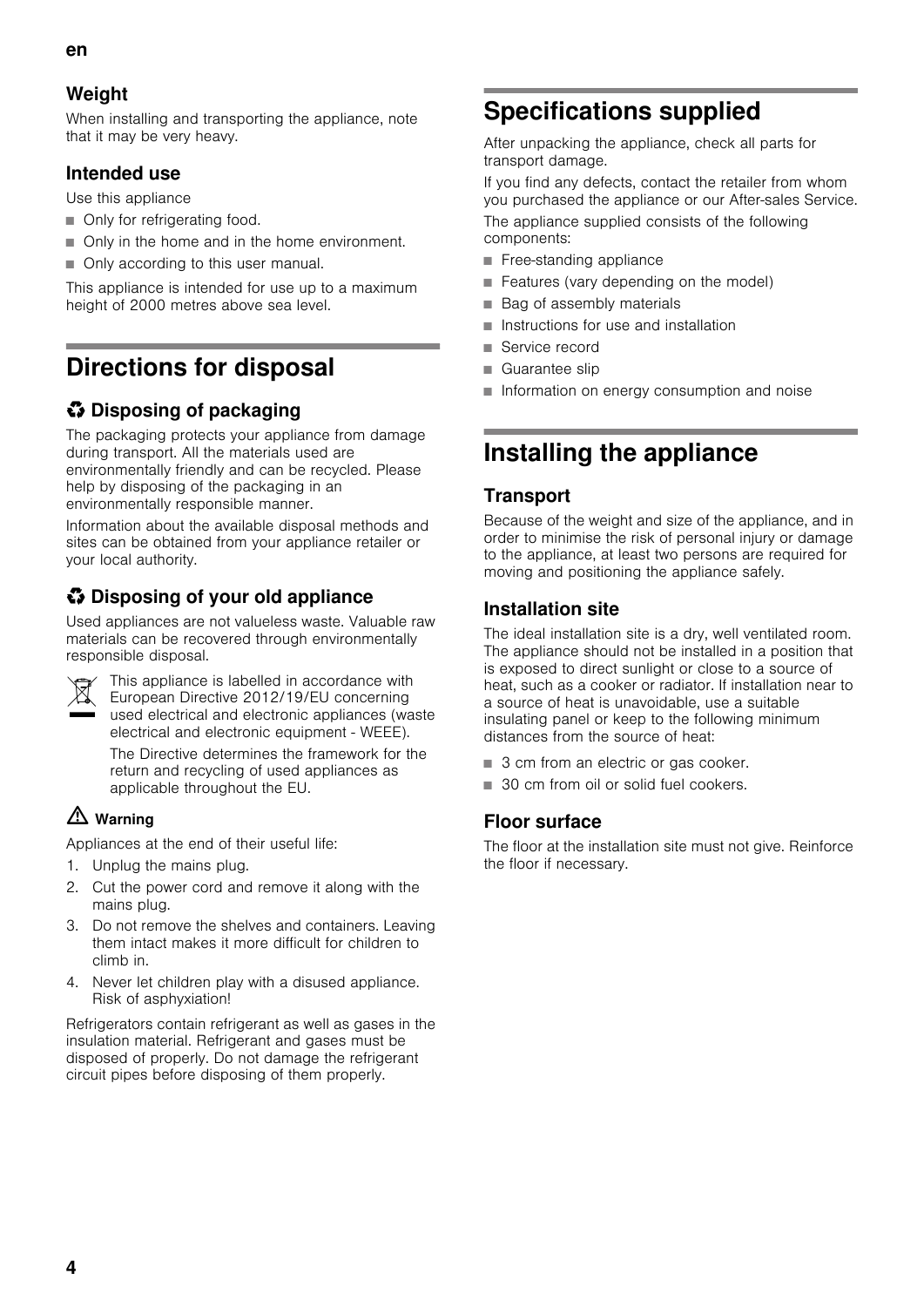### Weight

When installing and transporting the appliance, note that it may be very heavy.

### Intended use

Use this appliance

- Only for refrigerating food.
- Only in the home and in the home environment.
- Only according to this user manual.

This appliance is intended for use up to a maximum height of 2000 metres above sea level.

## Directions for disposal

### ♲ Disposing of packaging

The packaging protects your appliance from damage during transport. All the materials used are environmentally friendly and can be recycled. Please help by disposing of the packaging in an environmentally responsible manner.

Information about the available disposal methods and sites can be obtained from your appliance retailer or your local authority.

### ♲ Disposing of your old appliance

Used appliances are not valueless waste. Valuable raw materials can be recovered through environmentally responsible disposal.

This appliance is labelled in accordance with European Directive 2012/19/EU concerning used electrical and electronic appliances (waste electrical and electronic equipment - WEEE).

The Directive determines the framework for the return and recycling of used appliances as applicable throughout the EU.

**⚠ Warning**

Appliances at the end of their useful life:

1. Unplug the mains plug.
2. Cut the power cord and remove it along with the mains plug.
3. Do not remove the shelves and containers. Leaving them intact makes it more difficult for children to climb in.
4. Never let children play with a disused appliance. Risk of asphyxiation!

Refrigerators contain refrigerant as well as gases in the insulation material. Refrigerant and gases must be disposed of properly. Do not damage the refrigerant circuit pipes before disposing of them properly.

## Specifications supplied

After unpacking the appliance, check all parts for transport damage.

If you find any defects, contact the retailer from whom you purchased the appliance or our After-sales Service.

The appliance supplied consists of the following components:

- Free-standing appliance
- Features (vary depending on the model)
- Bag of assembly materials
- Instructions for use and installation
- Service record
- Guarantee slip
- Information on energy consumption and noise

## Installing the appliance

### Transport

Because of the weight and size of the appliance, and in order to minimise the risk of personal injury or damage to the appliance, at least two persons are required for moving and positioning the appliance safely.

### Installation site

The ideal installation site is a dry, well ventilated room. The appliance should not be installed in a position that is exposed to direct sunlight or close to a source of heat, such as a cooker or radiator. If installation near to a source of heat is unavoidable, use a suitable insulating panel or keep to the following minimum distances from the source of heat:

- 3 cm from an electric or gas cooker.
- 30 cm from oil or solid fuel cookers.

### Floor surface

The floor at the installation site must not give. Reinforce the floor if necessary.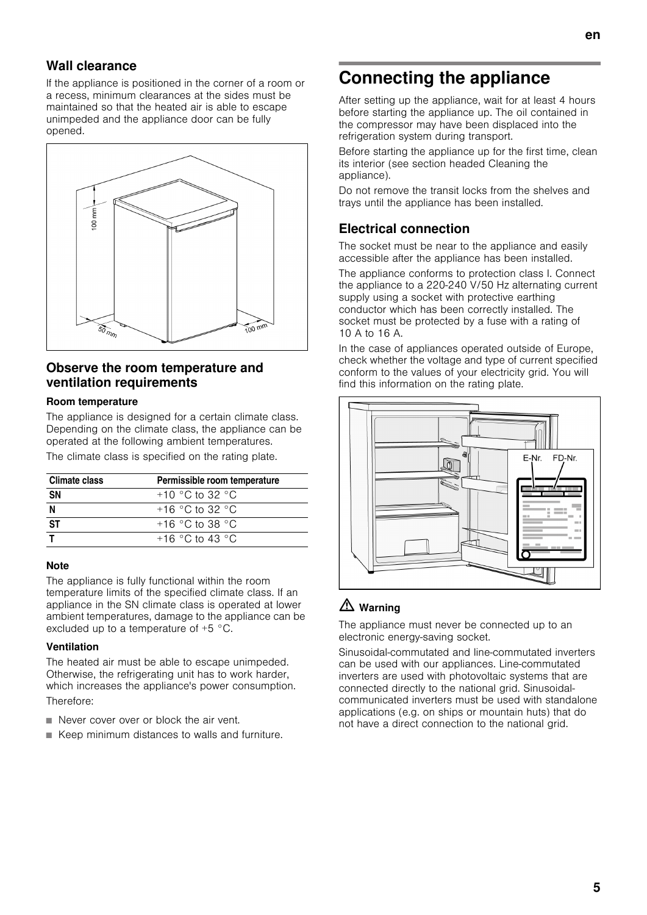## Wall clearance

If the appliance is positioned in the corner of a room or a recess, minimum clearances at the sides must be maintained so that the heated air is able to escape unimpeded and the appliance door can be fully opened.

## Observe the room temperature and ventilation requirements

### Room temperature

The appliance is designed for a certain climate class. Depending on the climate class, the appliance can be operated at the following ambient temperatures.

The climate class is specified on the rating plate.

| Climate class | Permissible room temperature |
|---|---|
| **SN** | +10 °C to 32 °C |
| **N** | +16 °C to 32 °C |
| **ST** | +16 °C to 38 °C |
| **T** | +16 °C to 43 °C |

### Note

The appliance is fully functional within the room temperature limits of the specified climate class. If an appliance in the SN climate class is operated at lower ambient temperatures, damage to the appliance can be excluded up to a temperature of +5 °C.

### Ventilation

The heated air must be able to escape unimpeded. Otherwise, the refrigerating unit has to work harder, which increases the appliance's power consumption.

Therefore:

- Never cover over or block the air vent.
- Keep minimum distances to walls and furniture.

# Connecting the appliance

After setting up the appliance, wait for at least 4 hours before starting the appliance up. The oil contained in the compressor may have been displaced into the refrigeration system during transport.

Before starting the appliance up for the first time, clean its interior (see section headed Cleaning the appliance).

Do not remove the transit locks from the shelves and trays until the appliance has been installed.

## Electrical connection

The socket must be near to the appliance and easily accessible after the appliance has been installed.

The appliance conforms to protection class I. Connect the appliance to a 220-240 V/50 Hz alternating current supply using a socket with protective earthing conductor which has been correctly installed. The socket must be protected by a fuse with a rating of 10 A to 16 A.

In the case of appliances operated outside of Europe, check whether the voltage and type of current specified conform to the values of your electricity grid. You will find this information on the rating plate.

### ⚠ Warning

The appliance must never be connected up to an electronic energy-saving socket.

Sinusoidal-commutated and line-commutated inverters can be used with our appliances. Line-commutated inverters are used with photovoltaic systems that are connected directly to the national grid. Sinusoidal-communicated inverters must be used with standalone applications (e.g. on ships or mountain huts) that do not have a direct connection to the national grid.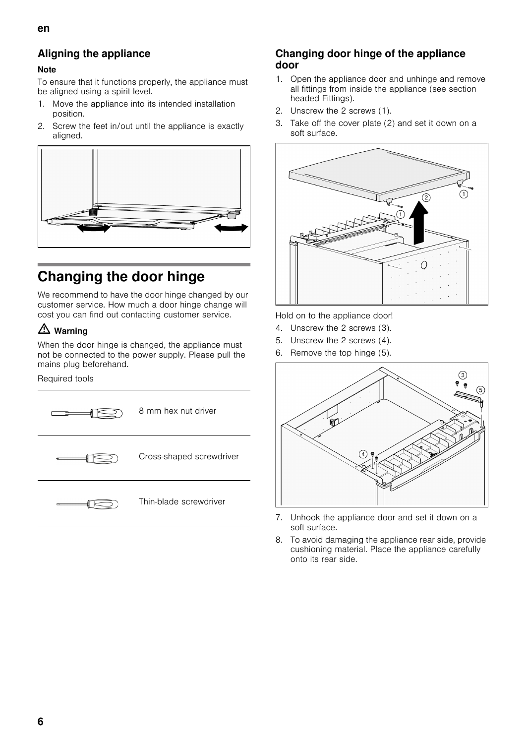## Aligning the appliance

**Note**

To ensure that it functions properly, the appliance must be aligned using a spirit level.

1. Move the appliance into its intended installation position.
2. Screw the feet in/out until the appliance is exactly aligned.

# Changing the door hinge

We recommend to have the door hinge changed by our customer service. How much a door hinge change will cost you can find out contacting customer service.

**⚠ Warning**

When the door hinge is changed, the appliance must not be connected to the power supply. Please pull the mains plug beforehand.

Required tools

| | |
|---|---|
| | 8 mm hex nut driver |
| | Cross-shaped screwdriver |
| | Thin-blade screwdriver |

## Changing door hinge of the appliance door

1. Open the appliance door and unhinge and remove all fittings from inside the appliance (see section headed Fittings).
2. Unscrew the 2 screws (1).
3. Take off the cover plate (2) and set it down on a soft surface.

Hold on to the appliance door!

4. Unscrew the 2 screws (3).
5. Unscrew the 2 screws (4).
6. Remove the top hinge (5).
7. Unhook the appliance door and set it down on a soft surface.
8. To avoid damaging the appliance rear side, provide cushioning material. Place the appliance carefully onto its rear side.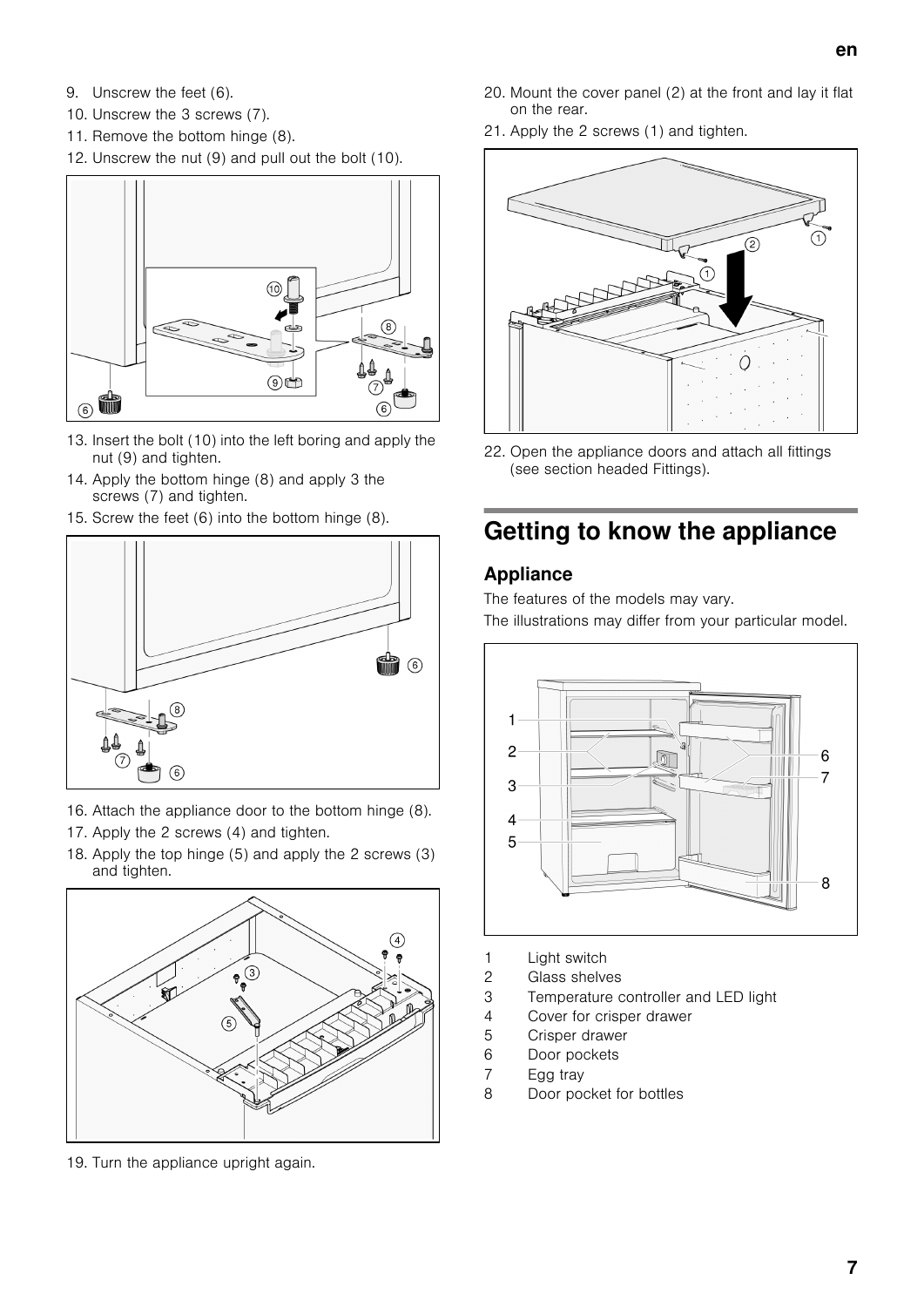9. Unscrew the feet (6).
10. Unscrew the 3 screws (7).
11. Remove the bottom hinge (8).
12. Unscrew the nut (9) and pull out the bolt (10).
13. Insert the bolt (10) into the left boring and apply the nut (9) and tighten.
14. Apply the bottom hinge (8) and apply 3 the screws (7) and tighten.
15. Screw the feet (6) into the bottom hinge (8).
16. Attach the appliance door to the bottom hinge (8).
17. Apply the 2 screws (4) and tighten.
18. Apply the top hinge (5) and apply the 2 screws (3) and tighten.
19. Turn the appliance upright again.
20. Mount the cover panel (2) at the front and lay it flat on the rear.
21. Apply the 2 screws (1) and tighten.
22. Open the appliance doors and attach all fittings (see section headed Fittings).

# Getting to know the appliance

## Appliance

The features of the models may vary.

The illustrations may differ from your particular model.

1 Light switch
2 Glass shelves
3 Temperature controller and LED light
4 Cover for crisper drawer
5 Crisper drawer
6 Door pockets
7 Egg tray
8 Door pocket for bottles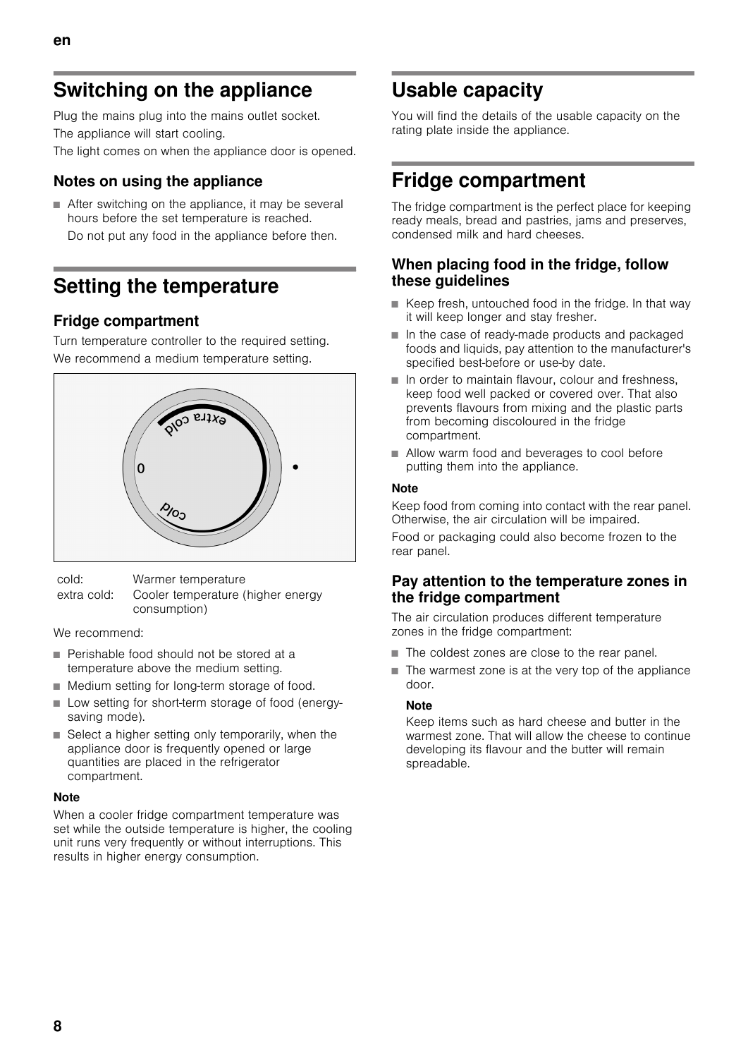# Switching on the appliance

Plug the mains plug into the mains outlet socket.

The appliance will start cooling.

The light comes on when the appliance door is opened.

## Notes on using the appliance

- After switching on the appliance, it may be several hours before the set temperature is reached.
  Do not put any food in the appliance before then.

# Setting the temperature

## Fridge compartment

Turn temperature controller to the required setting.

We recommend a medium temperature setting.

| | |
|---|---|
| cold: | Warmer temperature |
| extra cold: | Cooler temperature (higher energy consumption) |

We recommend:

- Perishable food should not be stored at a temperature above the medium setting.
- Medium setting for long-term storage of food.
- Low setting for short-term storage of food (energy-saving mode).
- Select a higher setting only temporarily, when the appliance door is frequently opened or large quantities are placed in the refrigerator compartment.

**Note**

When a cooler fridge compartment temperature was set while the outside temperature is higher, the cooling unit runs very frequently or without interruptions. This results in higher energy consumption.

# Usable capacity

You will find the details of the usable capacity on the rating plate inside the appliance.

# Fridge compartment

The fridge compartment is the perfect place for keeping ready meals, bread and pastries, jams and preserves, condensed milk and hard cheeses.

## When placing food in the fridge, follow these guidelines

- Keep fresh, untouched food in the fridge. In that way it will keep longer and stay fresher.
- In the case of ready-made products and packaged foods and liquids, pay attention to the manufacturer's specified best-before or use-by date.
- In order to maintain flavour, colour and freshness, keep food well packed or covered over. That also prevents flavours from mixing and the plastic parts from becoming discoloured in the fridge compartment.
- Allow warm food and beverages to cool before putting them into the appliance.

**Note**

Keep food from coming into contact with the rear panel. Otherwise, the air circulation will be impaired.

Food or packaging could also become frozen to the rear panel.

## Pay attention to the temperature zones in the fridge compartment

The air circulation produces different temperature zones in the fridge compartment:

- The coldest zones are close to the rear panel.
- The warmest zone is at the very top of the appliance door.

**Note**

Keep items such as hard cheese and butter in the warmest zone. That will allow the cheese to continue developing its flavour and the butter will remain spreadable.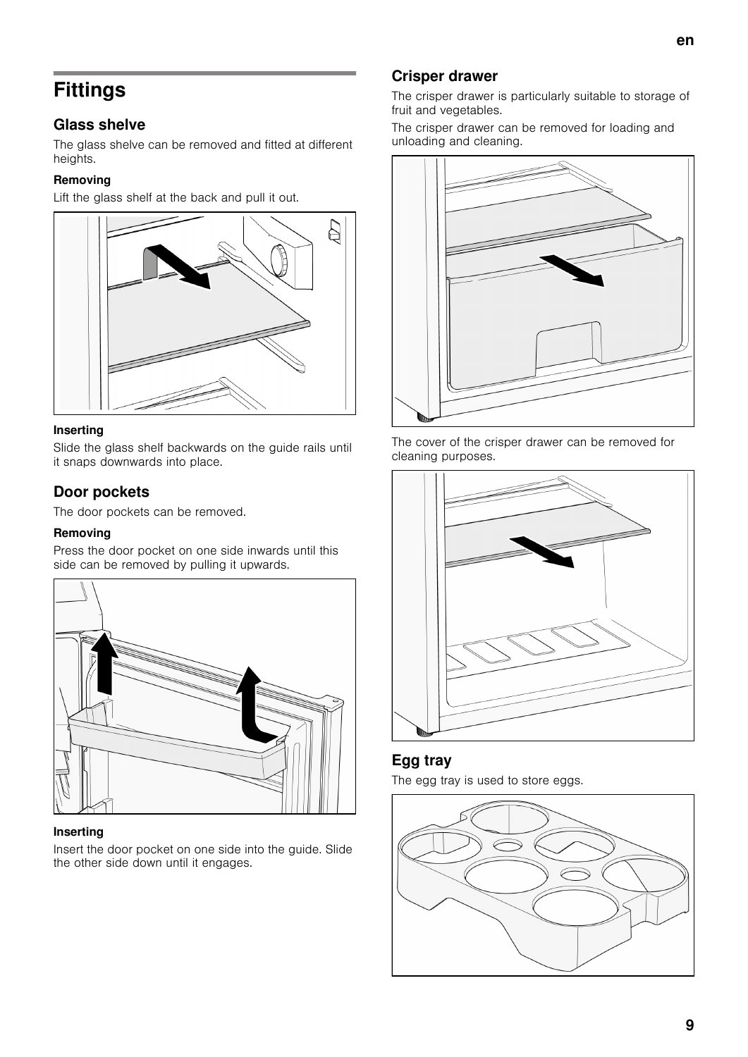# Fittings

## Glass shelve

The glass shelve can be removed and fitted at different heights.

**Removing**

Lift the glass shelf at the back and pull it out.

**Inserting**

Slide the glass shelf backwards on the guide rails until it snaps downwards into place.

## Door pockets

The door pockets can be removed.

**Removing**

Press the door pocket on one side inwards until this side can be removed by pulling it upwards.

**Inserting**

Insert the door pocket on one side into the guide. Slide the other side down until it engages.

## Crisper drawer

The crisper drawer is particularly suitable to storage of fruit and vegetables.

The crisper drawer can be removed for loading and unloading and cleaning.

The cover of the crisper drawer can be removed for cleaning purposes.

## Egg tray

The egg tray is used to store eggs.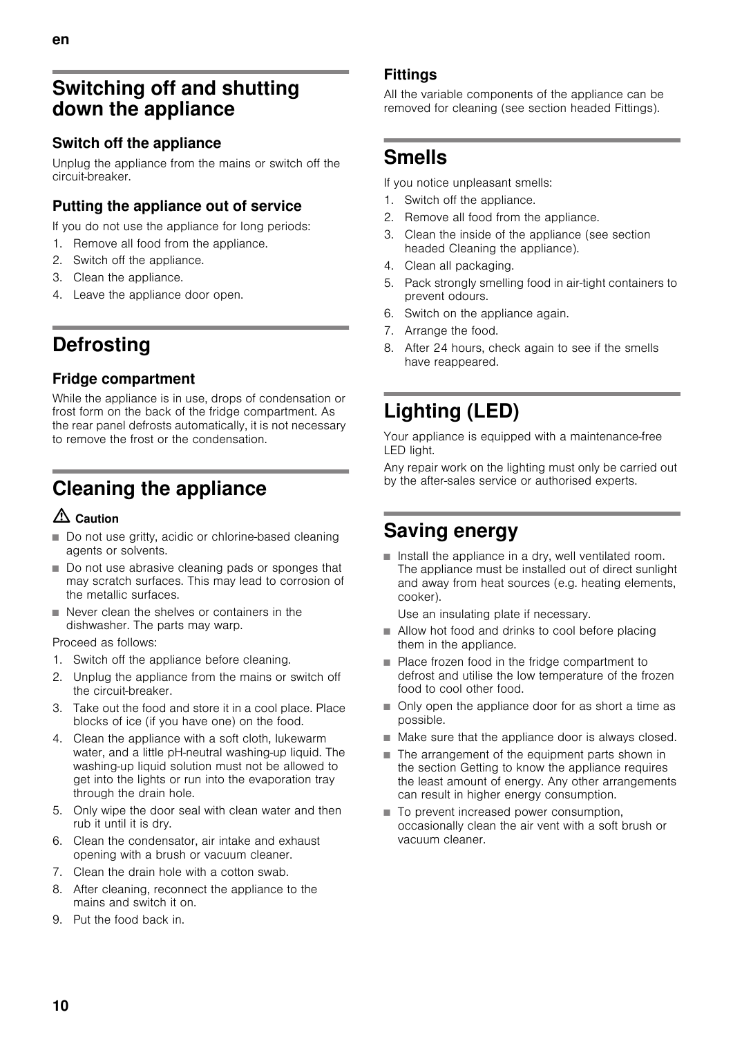# Switching off and shutting down the appliance

## Switch off the appliance

Unplug the appliance from the mains or switch off the circuit-breaker.

## Putting the appliance out of service

If you do not use the appliance for long periods:

1. Remove all food from the appliance.
2. Switch off the appliance.
3. Clean the appliance.
4. Leave the appliance door open.

# Defrosting

## Fridge compartment

While the appliance is in use, drops of condensation or frost form on the back of the fridge compartment. As the rear panel defrosts automatically, it is not necessary to remove the frost or the condensation.

# Cleaning the appliance

⚠ **Caution**

- Do not use gritty, acidic or chlorine-based cleaning agents or solvents.
- Do not use abrasive cleaning pads or sponges that may scratch surfaces. This may lead to corrosion of the metallic surfaces.
- Never clean the shelves or containers in the dishwasher. The parts may warp.

Proceed as follows:

1. Switch off the appliance before cleaning.
2. Unplug the appliance from the mains or switch off the circuit-breaker.
3. Take out the food and store it in a cool place. Place blocks of ice (if you have one) on the food.
4. Clean the appliance with a soft cloth, lukewarm water, and a little pH-neutral washing-up liquid. The washing-up liquid solution must not be allowed to get into the lights or run into the evaporation tray through the drain hole.
5. Only wipe the door seal with clean water and then rub it until it is dry.
6. Clean the condensator, air intake and exhaust opening with a brush or vacuum cleaner.
7. Clean the drain hole with a cotton swab.
8. After cleaning, reconnect the appliance to the mains and switch it on.
9. Put the food back in.

## Fittings

All the variable components of the appliance can be removed for cleaning (see section headed Fittings).

# Smells

If you notice unpleasant smells:

1. Switch off the appliance.
2. Remove all food from the appliance.
3. Clean the inside of the appliance (see section headed Cleaning the appliance).
4. Clean all packaging.
5. Pack strongly smelling food in air-tight containers to prevent odours.
6. Switch on the appliance again.
7. Arrange the food.
8. After 24 hours, check again to see if the smells have reappeared.

# Lighting (LED)

Your appliance is equipped with a maintenance-free LED light.

Any repair work on the lighting must only be carried out by the after-sales service or authorised experts.

# Saving energy

- Install the appliance in a dry, well ventilated room. The appliance must be installed out of direct sunlight and away from heat sources (e.g. heating elements, cooker).

  Use an insulating plate if necessary.
- Allow hot food and drinks to cool before placing them in the appliance.
- Place frozen food in the fridge compartment to defrost and utilise the low temperature of the frozen food to cool other food.
- Only open the appliance door for as short a time as possible.
- Make sure that the appliance door is always closed.
- The arrangement of the equipment parts shown in the section Getting to know the appliance requires the least amount of energy. Any other arrangements can result in higher energy consumption.
- To prevent increased power consumption, occasionally clean the air vent with a soft brush or vacuum cleaner.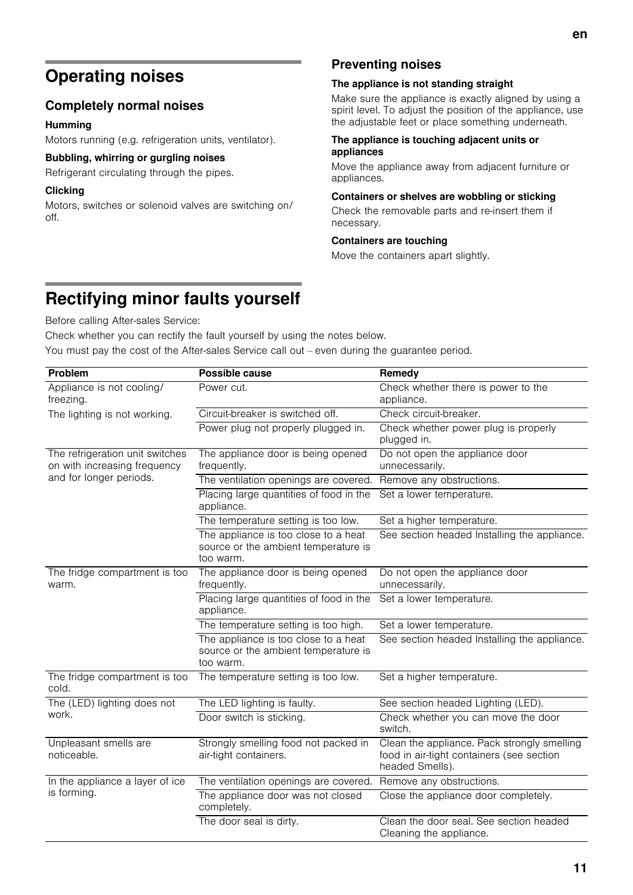# Operating noises

## Completely normal noises

### Humming

Motors running (e.g. refrigeration units, ventilator).

### Bubbling, whirring or gurgling noises

Refrigerant circulating through the pipes.

### Clicking

Motors, switches or solenoid valves are switching on/ off.

## Preventing noises

### The appliance is not standing straight

Make sure the appliance is exactly aligned by using a spirit level. To adjust the position of the appliance, use the adjustable feet or place something underneath.

### The appliance is touching adjacent units or appliances

Move the appliance away from adjacent furniture or appliances.

### Containers or shelves are wobbling or sticking

Check the removable parts and re-insert them if necessary.

### Containers are touching

Move the containers apart slightly.

# Rectifying minor faults yourself

Before calling After-sales Service:

Check whether you can rectify the fault yourself by using the notes below.

You must pay the cost of the After-sales Service call out – even during the guarantee period.

| Problem | Possible cause | Remedy |
|---|---|---|
| Appliance is not cooling/ freezing. The lighting is not working. | Power cut. | Check whether there is power to the appliance. |
| | Circuit-breaker is switched off. | Check circuit-breaker. |
| | Power plug not properly plugged in. | Check whether power plug is properly plugged in. |
| The refrigeration unit switches on with increasing frequency and for longer periods. | The appliance door is being opened frequently. | Do not open the appliance door unnecessarily. |
| | The ventilation openings are covered. | Remove any obstructions. |
| | Placing large quantities of food in the appliance. | Set a lower temperature. |
| | The temperature setting is too low. | Set a higher temperature. |
| | The appliance is too close to a heat source or the ambient temperature is too warm. | See section headed Installing the appliance. |
| The fridge compartment is too warm. | The appliance door is being opened frequently. | Do not open the appliance door unnecessarily. |
| | Placing large quantities of food in the appliance. | Set a lower temperature. |
| | The temperature setting is too high. | Set a lower temperature. |
| | The appliance is too close to a heat source or the ambient temperature is too warm. | See section headed Installing the appliance. |
| The fridge compartment is too cold. | The temperature setting is too low. | Set a higher temperature. |
| The (LED) lighting does not work. | The LED lighting is faulty. | See section headed Lighting (LED). |
| | Door switch is sticking. | Check whether you can move the door switch. |
| Unpleasant smells are noticeable. | Strongly smelling food not packed in air-tight containers. | Clean the appliance. Pack strongly smelling food in air-tight containers (see section headed Smells). |
| In the appliance a layer of ice is forming. | The ventilation openings are covered. | Remove any obstructions. |
| | The appliance door was not closed completely. | Close the appliance door completely. |
| | The door seal is dirty. | Clean the door seal. See section headed Cleaning the appliance. |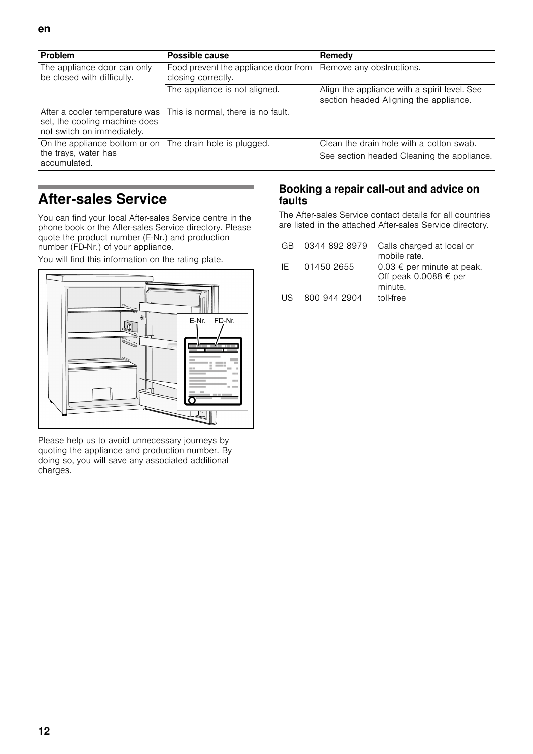| Problem | Possible cause | Remedy |
| --- | --- | --- |
| The appliance door can only be closed with difficulty. | Food prevent the appliance door from closing correctly. | Remove any obstructions. |
| | The appliance is not aligned. | Align the appliance with a spirit level. See section headed Aligning the appliance. |
| After a cooler temperature was set, the cooling machine does not switch on immediately. | This is normal, there is no fault. | |
| On the appliance bottom or on the trays, water has accumulated. | The drain hole is plugged. | Clean the drain hole with a cotton swab. See section headed Cleaning the appliance. |

# After-sales Service

You can find your local After-sales Service centre in the phone book or the After-sales Service directory. Please quote the product number (E-Nr.) and production number (FD-Nr.) of your appliance.

You will find this information on the rating plate.

Please help us to avoid unnecessary journeys by quoting the appliance and production number. By doing so, you will save any associated additional charges.

## Booking a repair call-out and advice on faults

The After-sales Service contact details for all countries are listed in the attached After-sales Service directory.

| | | |
| --- | --- | --- |
| GB | 0344 892 8979 | Calls charged at local or mobile rate. |
| IE | 01450 2655 | 0.03 € per minute at peak. Off peak 0.0088 € per minute. |
| US | 800 944 2904 | toll-free |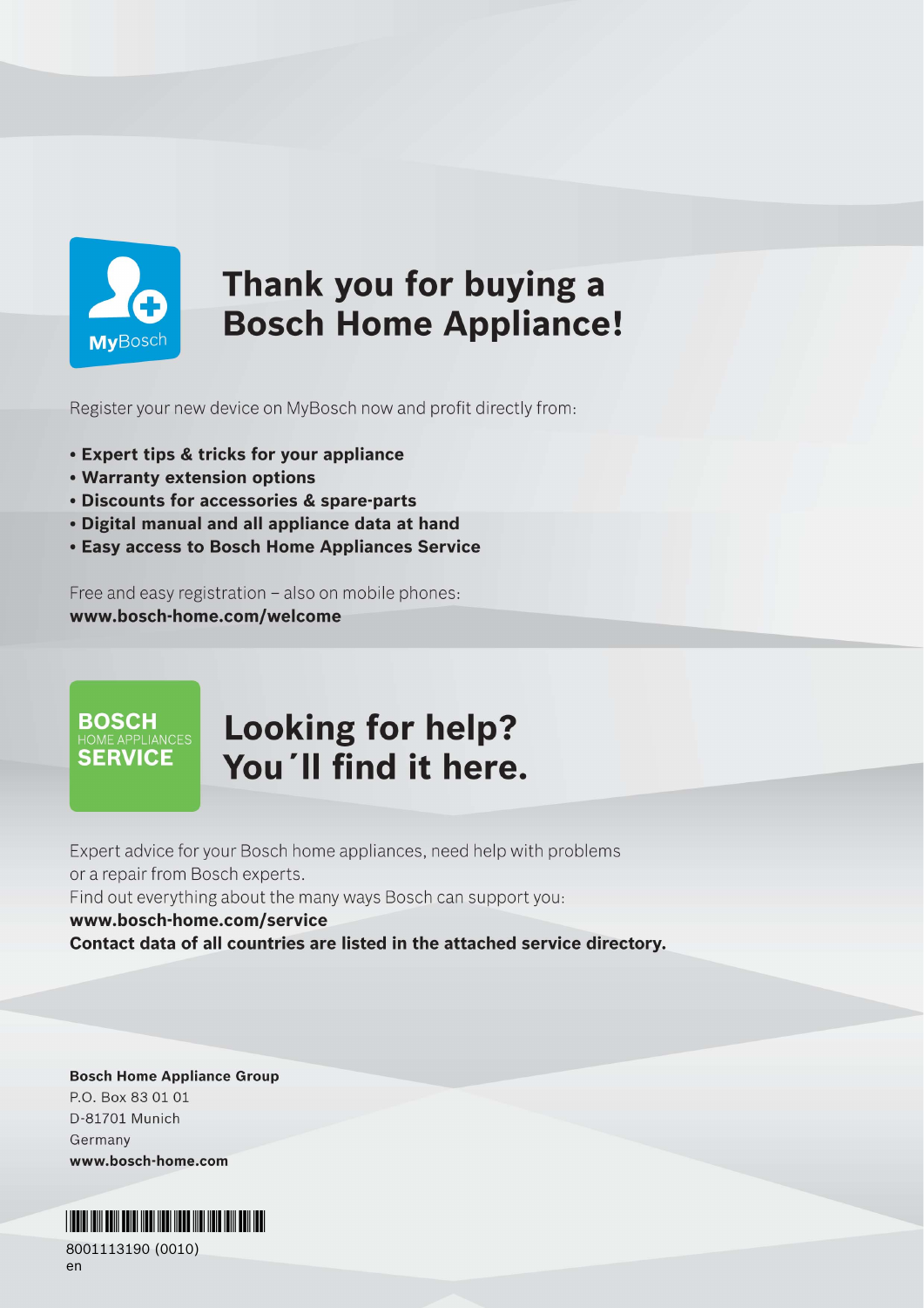MyBosch

# Thank you for buying a Bosch Home Appliance!

Register your new device on MyBosch now and profit directly from:

- **Expert tips & tricks for your appliance**
- **Warranty extension options**
- **Discounts for accessories & spare-parts**
- **Digital manual and all appliance data at hand**
- **Easy access to Bosch Home Appliances Service**

Free and easy registration – also on mobile phones:
**www.bosch-home.com/welcome**

BOSCH
HOME APPLIANCES
SERVICE

# Looking for help? You´ll find it here.

Expert advice for your Bosch home appliances, need help with problems or a repair from Bosch experts.
Find out everything about the many ways Bosch can support you:
**www.bosch-home.com/service**
**Contact data of all countries are listed in the attached service directory.**

**Bosch Home Appliance Group**
P.O. Box 83 01 01
D-81701 Munich
Germany
**www.bosch-home.com**

8001113190 (0010)
en